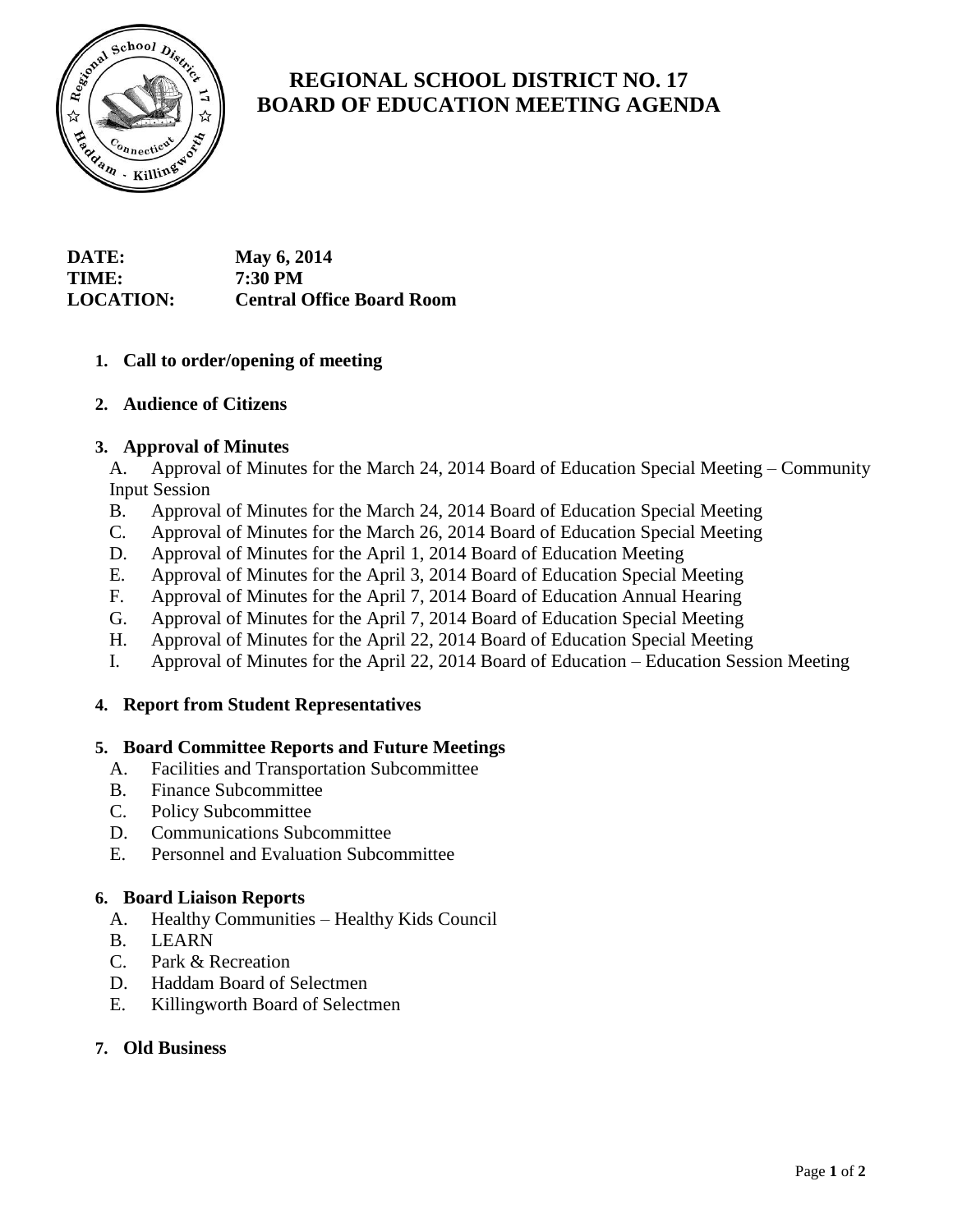# REGIONAL SCHOOL DISTRICT NO. 17
# BOARD OF EDUCATION MEETING AGENDA

**DATE:** **May 6, 2014**
**TIME:** **7:30 PM**
**LOCATION:** **Central Office Board Room**

1. **Call to order/opening of meeting**

2. **Audience of Citizens**

3. **Approval of Minutes**

   A. Approval of Minutes for the March 24, 2014 Board of Education Special Meeting – Community Input Session
   B. Approval of Minutes for the March 24, 2014 Board of Education Special Meeting
   C. Approval of Minutes for the March 26, 2014 Board of Education Special Meeting
   D. Approval of Minutes for the April 1, 2014 Board of Education Meeting
   E. Approval of Minutes for the April 3, 2014 Board of Education Special Meeting
   F. Approval of Minutes for the April 7, 2014 Board of Education Annual Hearing
   G. Approval of Minutes for the April 7, 2014 Board of Education Special Meeting
   H. Approval of Minutes for the April 22, 2014 Board of Education Special Meeting
   I. Approval of Minutes for the April 22, 2014 Board of Education – Education Session Meeting

4. **Report from Student Representatives**

5. **Board Committee Reports and Future Meetings**

   A. Facilities and Transportation Subcommittee
   B. Finance Subcommittee
   C. Policy Subcommittee
   D. Communications Subcommittee
   E. Personnel and Evaluation Subcommittee

6. **Board Liaison Reports**

   A. Healthy Communities – Healthy Kids Council
   B. LEARN
   C. Park & Recreation
   D. Haddam Board of Selectmen
   E. Killingworth Board of Selectmen

7. **Old Business**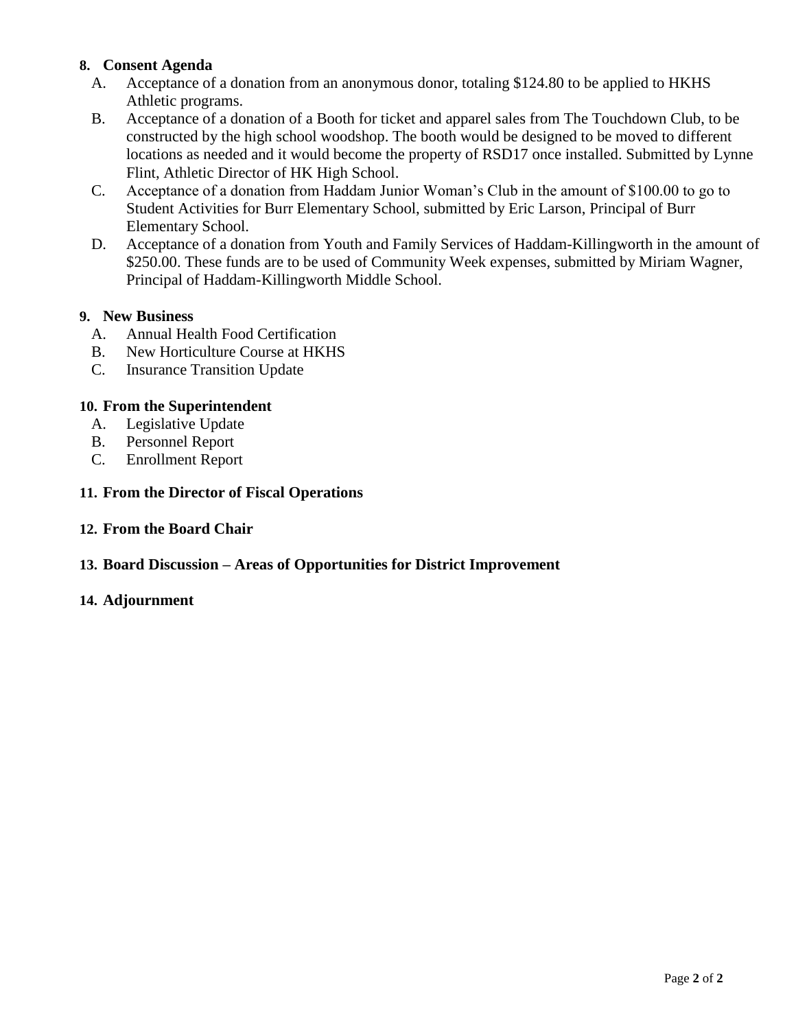**8. Consent Agenda**

A. Acceptance of a donation from an anonymous donor, totaling $124.80 to be applied to HKHS Athletic programs.

B. Acceptance of a donation of a Booth for ticket and apparel sales from The Touchdown Club, to be constructed by the high school woodshop. The booth would be designed to be moved to different locations as needed and it would become the property of RSD17 once installed. Submitted by Lynne Flint, Athletic Director of HK High School.

C. Acceptance of a donation from Haddam Junior Woman's Club in the amount of $100.00 to go to Student Activities for Burr Elementary School, submitted by Eric Larson, Principal of Burr Elementary School.

D. Acceptance of a donation from Youth and Family Services of Haddam-Killingworth in the amount of $250.00. These funds are to be used of Community Week expenses, submitted by Miriam Wagner, Principal of Haddam-Killingworth Middle School.

**9. New Business**

A. Annual Health Food Certification

B. New Horticulture Course at HKHS

C. Insurance Transition Update

**10. From the Superintendent**

A. Legislative Update

B. Personnel Report

C. Enrollment Report

**11. From the Director of Fiscal Operations**

**12. From the Board Chair**

**13. Board Discussion – Areas of Opportunities for District Improvement**

**14. Adjournment**